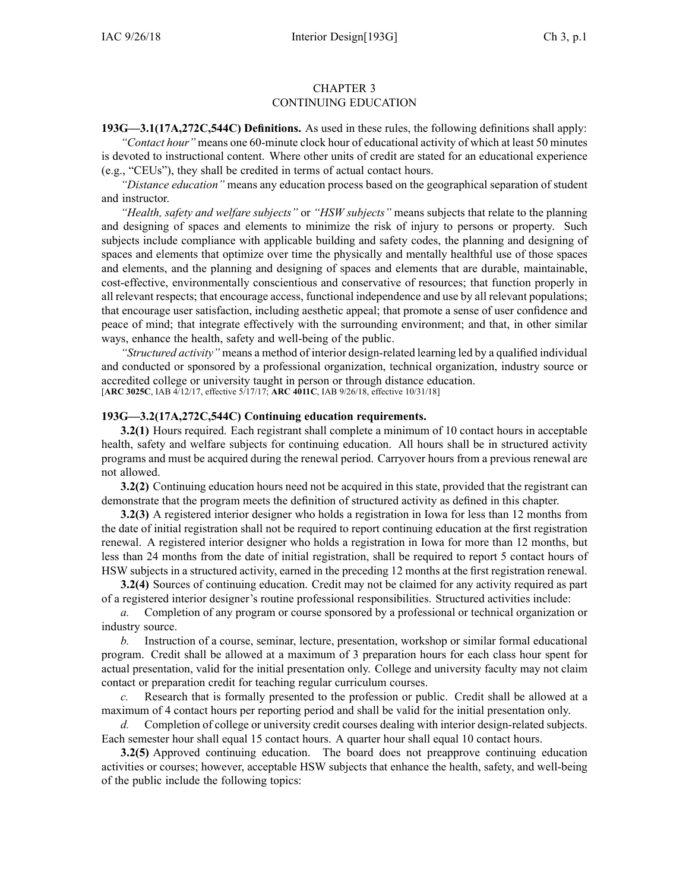# CHAPTER 3
# CONTINUING EDUCATION

**193G—3.1(17A,272C,544C) Definitions.** As used in these rules, the following definitions shall apply:

*"Contact hour"* means one 60-minute clock hour of educational activity of which at least 50 minutes is devoted to instructional content. Where other units of credit are stated for an educational experience (e.g., "CEUs"), they shall be credited in terms of actual contact hours.

*"Distance education"* means any education process based on the geographical separation of student and instructor.

*"Health, safety and welfare subjects"* or *"HSW subjects"* means subjects that relate to the planning and designing of spaces and elements to minimize the risk of injury to persons or property. Such subjects include compliance with applicable building and safety codes, the planning and designing of spaces and elements that optimize over time the physically and mentally healthful use of those spaces and elements, and the planning and designing of spaces and elements that are durable, maintainable, cost-effective, environmentally conscientious and conservative of resources; that function properly in all relevant respects; that encourage access, functional independence and use by all relevant populations; that encourage user satisfaction, including aesthetic appeal; that promote a sense of user confidence and peace of mind; that integrate effectively with the surrounding environment; and that, in other similar ways, enhance the health, safety and well-being of the public.

*"Structured activity"* means a method of interior design-related learning led by a qualified individual and conducted or sponsored by a professional organization, technical organization, industry source or accredited college or university taught in person or through distance education.

[**ARC 3025C**, IAB 4/12/17, effective 5/17/17; **ARC 4011C**, IAB 9/26/18, effective 10/31/18]

**193G—3.2(17A,272C,544C) Continuing education requirements.**

**3.2(1)** Hours required. Each registrant shall complete a minimum of 10 contact hours in acceptable health, safety and welfare subjects for continuing education. All hours shall be in structured activity programs and must be acquired during the renewal period. Carryover hours from a previous renewal are not allowed.

**3.2(2)** Continuing education hours need not be acquired in this state, provided that the registrant can demonstrate that the program meets the definition of structured activity as defined in this chapter.

**3.2(3)** A registered interior designer who holds a registration in Iowa for less than 12 months from the date of initial registration shall not be required to report continuing education at the first registration renewal. A registered interior designer who holds a registration in Iowa for more than 12 months, but less than 24 months from the date of initial registration, shall be required to report 5 contact hours of HSW subjects in a structured activity, earned in the preceding 12 months at the first registration renewal.

**3.2(4)** Sources of continuing education. Credit may not be claimed for any activity required as part of a registered interior designer's routine professional responsibilities. Structured activities include:

*a.* Completion of any program or course sponsored by a professional or technical organization or industry source.

*b.* Instruction of a course, seminar, lecture, presentation, workshop or similar formal educational program. Credit shall be allowed at a maximum of 3 preparation hours for each class hour spent for actual presentation, valid for the initial presentation only. College and university faculty may not claim contact or preparation credit for teaching regular curriculum courses.

*c.* Research that is formally presented to the profession or public. Credit shall be allowed at a maximum of 4 contact hours per reporting period and shall be valid for the initial presentation only.

*d.* Completion of college or university credit courses dealing with interior design-related subjects. Each semester hour shall equal 15 contact hours. A quarter hour shall equal 10 contact hours.

**3.2(5)** Approved continuing education. The board does not preapprove continuing education activities or courses; however, acceptable HSW subjects that enhance the health, safety, and well-being of the public include the following topics: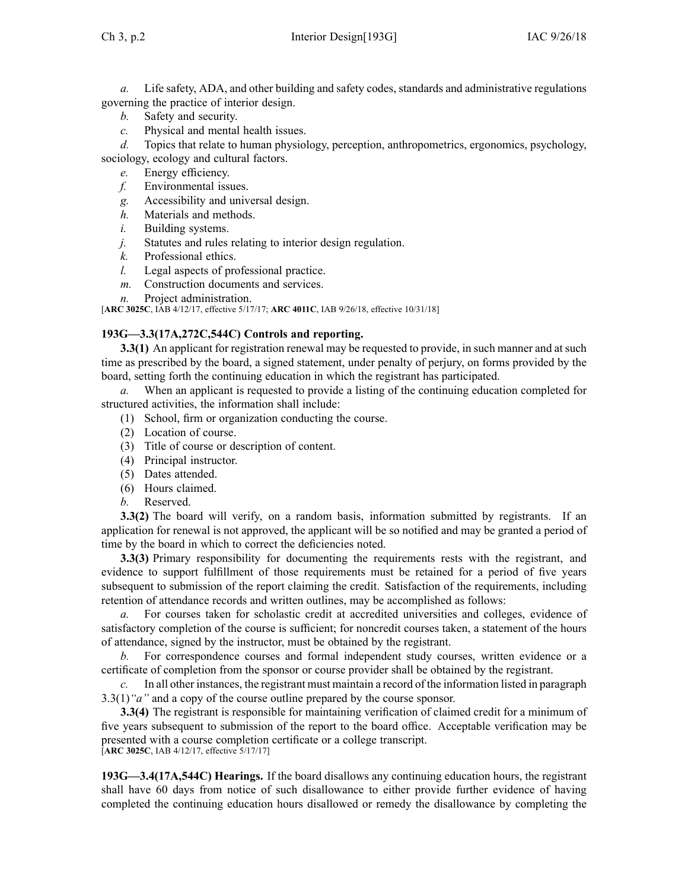*a.* Life safety, ADA, and other building and safety codes, standards and administrative regulations governing the practice of interior design.

*b.* Safety and security.

*c.* Physical and mental health issues.

*d.* Topics that relate to human physiology, perception, anthropometrics, ergonomics, psychology, sociology, ecology and cultural factors.

*e.* Energy efficiency.

*f.* Environmental issues.

*g.* Accessibility and universal design.

*h.* Materials and methods.

*i.* Building systems.

*j.* Statutes and rules relating to interior design regulation.

*k.* Professional ethics.

*l.* Legal aspects of professional practice.

*m.* Construction documents and services.

*n.* Project administration.

[**ARC 3025C**, IAB 4/12/17, effective 5/17/17; **ARC 4011C**, IAB 9/26/18, effective 10/31/18]

**193G—3.3(17A,272C,544C) Controls and reporting.**

**3.3(1)** An applicant for registration renewal may be requested to provide, in such manner and at such time as prescribed by the board, a signed statement, under penalty of perjury, on forms provided by the board, setting forth the continuing education in which the registrant has participated.

*a.* When an applicant is requested to provide a listing of the continuing education completed for structured activities, the information shall include:

(1) School, firm or organization conducting the course.

(2) Location of course.

(3) Title of course or description of content.

(4) Principal instructor.

(5) Dates attended.

(6) Hours claimed.

*b.* Reserved.

**3.3(2)** The board will verify, on a random basis, information submitted by registrants. If an application for renewal is not approved, the applicant will be so notified and may be granted a period of time by the board in which to correct the deficiencies noted.

**3.3(3)** Primary responsibility for documenting the requirements rests with the registrant, and evidence to support fulfillment of those requirements must be retained for a period of five years subsequent to submission of the report claiming the credit. Satisfaction of the requirements, including retention of attendance records and written outlines, may be accomplished as follows:

*a.* For courses taken for scholastic credit at accredited universities and colleges, evidence of satisfactory completion of the course is sufficient; for noncredit courses taken, a statement of the hours of attendance, signed by the instructor, must be obtained by the registrant.

*b.* For correspondence courses and formal independent study courses, written evidence or a certificate of completion from the sponsor or course provider shall be obtained by the registrant.

*c.* In all other instances, the registrant must maintain a record of the information listed in paragraph 3.3(1)*"a"* and a copy of the course outline prepared by the course sponsor.

**3.3(4)** The registrant is responsible for maintaining verification of claimed credit for a minimum of five years subsequent to submission of the report to the board office. Acceptable verification may be presented with a course completion certificate or a college transcript.

[**ARC 3025C**, IAB 4/12/17, effective 5/17/17]

**193G—3.4(17A,544C) Hearings.** If the board disallows any continuing education hours, the registrant shall have 60 days from notice of such disallowance to either provide further evidence of having completed the continuing education hours disallowed or remedy the disallowance by completing the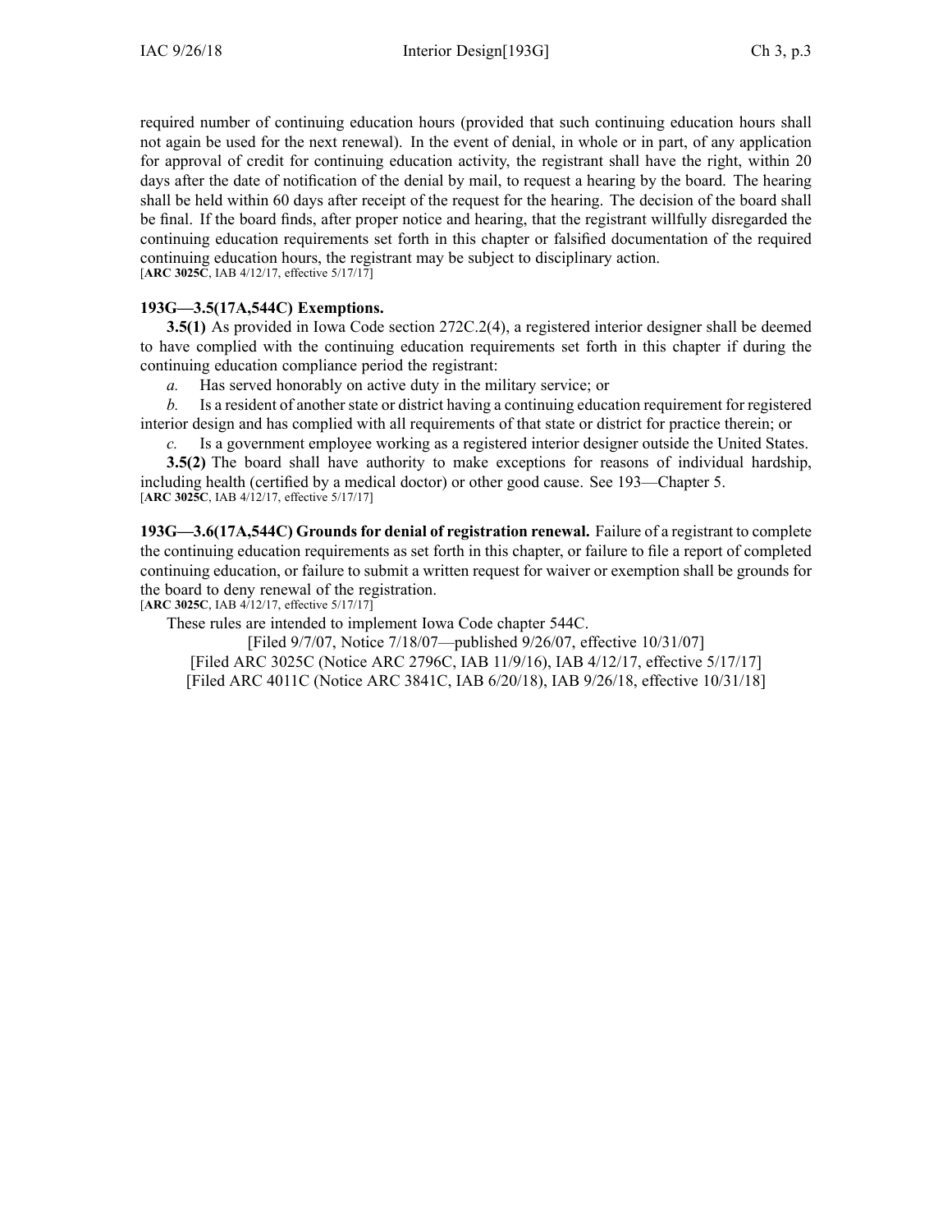required number of continuing education hours (provided that such continuing education hours shall not again be used for the next renewal). In the event of denial, in whole or in part, of any application for approval of credit for continuing education activity, the registrant shall have the right, within 20 days after the date of notification of the denial by mail, to request a hearing by the board. The hearing shall be held within 60 days after receipt of the request for the hearing. The decision of the board shall be final. If the board finds, after proper notice and hearing, that the registrant willfully disregarded the continuing education requirements set forth in this chapter or falsified documentation of the required continuing education hours, the registrant may be subject to disciplinary action.
[**ARC 3025C**, IAB 4/12/17, effective 5/17/17]

**193G—3.5(17A,544C) Exemptions.**

**3.5(1)** As provided in Iowa Code section 272C.2(4), a registered interior designer shall be deemed to have complied with the continuing education requirements set forth in this chapter if during the continuing education compliance period the registrant:

*a.* Has served honorably on active duty in the military service; or

*b.* Is a resident of another state or district having a continuing education requirement for registered interior design and has complied with all requirements of that state or district for practice therein; or

*c.* Is a government employee working as a registered interior designer outside the United States.

**3.5(2)** The board shall have authority to make exceptions for reasons of individual hardship, including health (certified by a medical doctor) or other good cause. See 193—Chapter 5.
[**ARC 3025C**, IAB 4/12/17, effective 5/17/17]

**193G—3.6(17A,544C) Grounds for denial of registration renewal.** Failure of a registrant to complete the continuing education requirements as set forth in this chapter, or failure to file a report of completed continuing education, or failure to submit a written request for waiver or exemption shall be grounds for the board to deny renewal of the registration.
[**ARC 3025C**, IAB 4/12/17, effective 5/17/17]

These rules are intended to implement Iowa Code chapter 544C.

[Filed 9/7/07, Notice 7/18/07—published 9/26/07, effective 10/31/07]
[Filed ARC 3025C (Notice ARC 2796C, IAB 11/9/16), IAB 4/12/17, effective 5/17/17]
[Filed ARC 4011C (Notice ARC 3841C, IAB 6/20/18), IAB 9/26/18, effective 10/31/18]